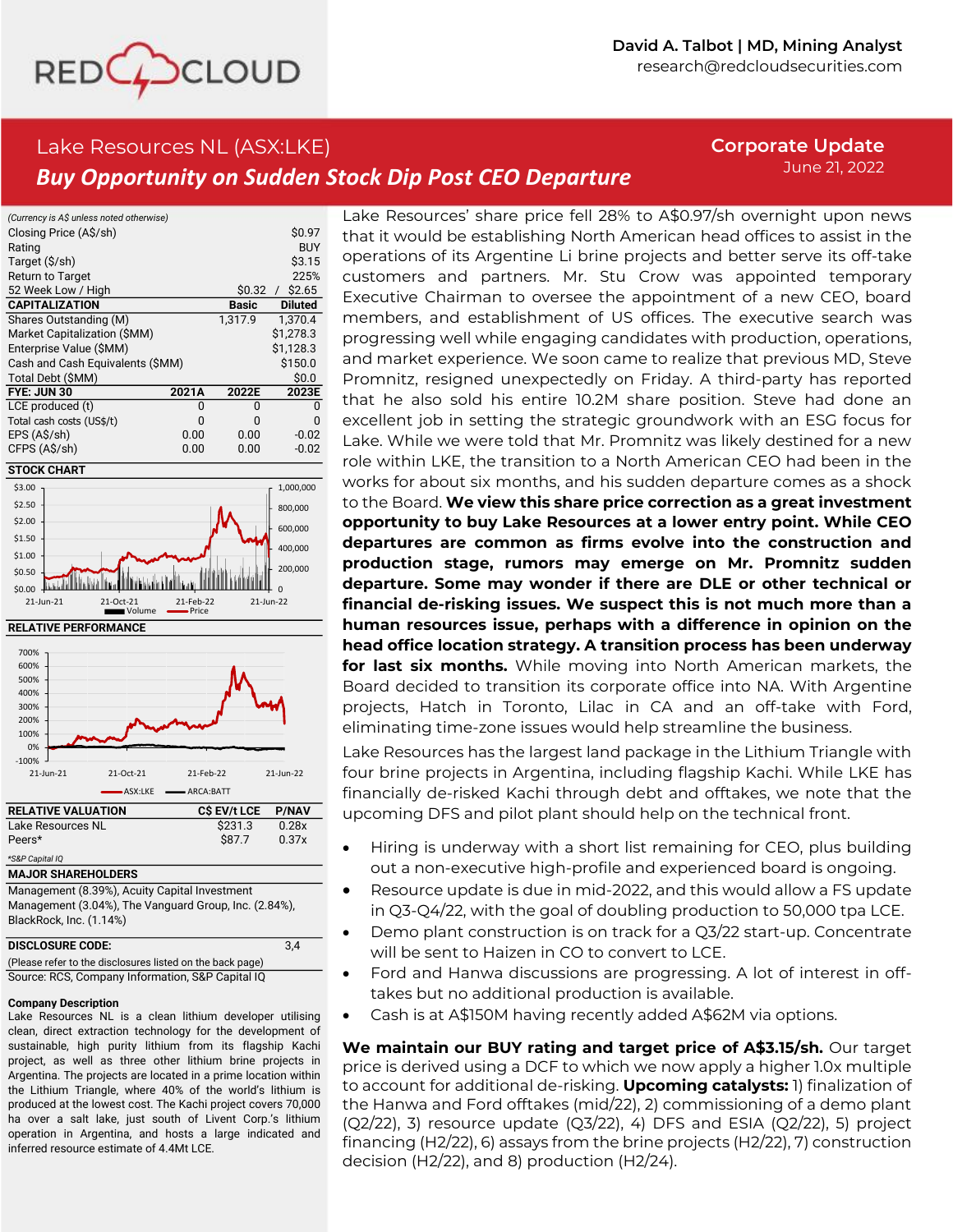David A. Talbot | MD, Mining Analyst
research@redcloudsecurities.com

# Lake Resources NL (ASX:LKE)

## *Buy Opportunity on Sudden Stock Dip Post CEO Departure*

**Corporate Update**
June 21, 2022

*(Currency is A$ unless noted otherwise)*

| | | | |
|---|---|---|---|
| Closing Price (A$/sh) | | | $0.97 |
| Rating | | | BUY |
| Target ($/sh) | | | $3.15 |
| Return to Target | | | 225% |
| 52 Week Low / High | | $0.32 / | $2.65 |
| **CAPITALIZATION** | | **Basic** | **Diluted** |
| Shares Outstanding (M) | | 1,317.9 | 1,370.4 |
| Market Capitalization ($MM) | | | $1,278.3 |
| Enterprise Value ($MM) | | | $1,128.3 |
| Cash and Cash Equivalents ($MM) | | | $150.0 |
| Total Debt ($MM) | | | $0.0 |
| **FYE: JUN 30** | **2021A** | **2022E** | **2023E** |
| LCE produced (t) | 0 | 0 | 0 |
| Total cash costs (US$/t) | 0 | 0 | 0 |
| EPS (A$/sh) | 0.00 | 0.00 | -0.02 |
| CFPS (A$/sh) | 0.00 | 0.00 | -0.02 |

**STOCK CHART**

**RELATIVE PERFORMANCE**

**RELATIVE VALUATION**

| | C$ EV/t LCE | P/NAV |
|---|---|---|
| Lake Resources NL | $231.3 | 0.28x |
| Peers* | $87.7 | 0.37x |

*S&P Capital IQ

**MAJOR SHAREHOLDERS**

Management (8.39%), Acuity Capital Investment Management (3.04%), The Vanguard Group, Inc. (2.84%), BlackRock, Inc. (1.14%)

**DISCLOSURE CODE:** 3,4

(Please refer to the disclosures listed on the back page)
Source: RCS, Company Information, S&P Capital IQ

**Company Description**

Lake Resources NL is a clean lithium developer utilising clean, direct extraction technology for the development of sustainable, high purity lithium from its flagship Kachi project, as well as three other lithium brine projects in Argentina. The projects are located in a prime location within the Lithium Triangle, where 40% of the world's lithium is produced at the lowest cost. The Kachi project covers 70,000 ha over a salt lake, just south of Livent Corp.'s lithium operation in Argentina, and hosts a large indicated and inferred resource estimate of 4.4Mt LCE.

Lake Resources' share price fell 28% to A$0.97/sh overnight upon news that it would be establishing North American head offices to assist in the operations of its Argentine Li brine projects and better serve its off-take customers and partners. Mr. Stu Crow was appointed temporary Executive Chairman to oversee the appointment of a new CEO, board members, and establishment of US offices. The executive search was progressing well while engaging candidates with production, operations, and market experience. We soon came to realize that previous MD, Steve Promnitz, resigned unexpectedly on Friday. A third-party has reported that he also sold his entire 10.2M share position. Steve had done an excellent job in setting the strategic groundwork with an ESG focus for Lake. While we were told that Mr. Promnitz was likely destined for a new role within LKE, the transition to a North American CEO had been in the works for about six months, and his sudden departure comes as a shock to the Board. **We view this share price correction as a great investment opportunity to buy Lake Resources at a lower entry point. While CEO departures are common as firms evolve into the construction and production stage, rumors may emerge on Mr. Promnitz sudden departure. Some may wonder if there are DLE or other technical or financial de-risking issues. We suspect this is not much more than a human resources issue, perhaps with a difference in opinion on the head office location strategy. A transition process has been underway for last six months.** While moving into North American markets, the Board decided to transition its corporate office into NA. With Argentine projects, Hatch in Toronto, Lilac in CA and an off-take with Ford, eliminating time-zone issues would help streamline the business.

Lake Resources has the largest land package in the Lithium Triangle with four brine projects in Argentina, including flagship Kachi. While LKE has financially de-risked Kachi through debt and offtakes, we note that the upcoming DFS and pilot plant should help on the technical front.

- Hiring is underway with a short list remaining for CEO, plus building out a non-executive high-profile and experienced board is ongoing.
- Resource update is due in mid-2022, and this would allow a FS update in Q3-Q4/22, with the goal of doubling production to 50,000 tpa LCE.
- Demo plant construction is on track for a Q3/22 start-up. Concentrate will be sent to Haizen in CO to convert to LCE.
- Ford and Hanwa discussions are progressing. A lot of interest in off-takes but no additional production is available.
- Cash is at A$150M having recently added A$62M via options.

**We maintain our BUY rating and target price of A$3.15/sh.** Our target price is derived using a DCF to which we now apply a higher 1.0x multiple to account for additional de-risking. **Upcoming catalysts:** 1) finalization of the Hanwa and Ford offtakes (mid/22), 2) commissioning of a demo plant (Q2/22), 3) resource update (Q3/22), 4) DFS and ESIA (Q2/22), 5) project financing (H2/22), 6) assays from the brine projects (H2/22), 7) construction decision (H2/22), and 8) production (H2/24).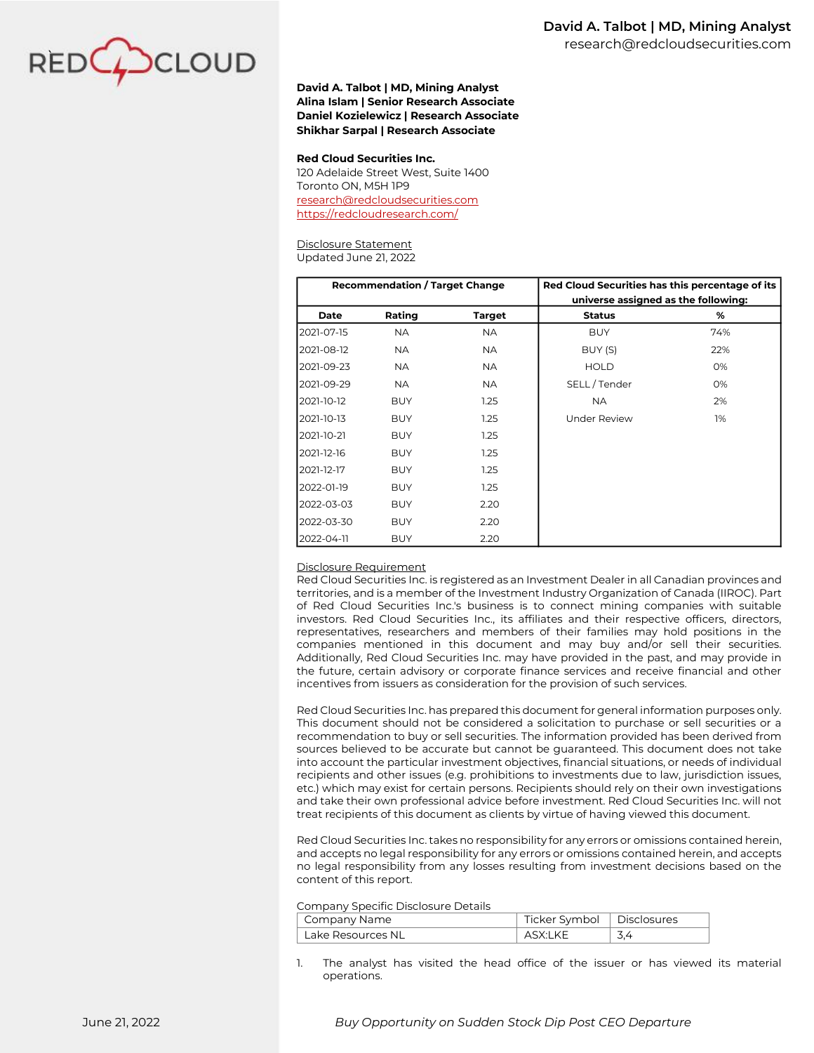**David A. Talbot | MD, Mining Analyst**
**Alina Islam | Senior Research Associate**
**Daniel Kozielewicz | Research Associate**
**Shikhar Sarpal | Research Associate**

**Red Cloud Securities Inc.**
120 Adelaide Street West, Suite 1400
Toronto ON, M5H 1P9
research@redcloudsecurities.com
https://redcloudresearch.com/

Disclosure Statement
Updated June 21, 2022

| Recommendation / Target Change | | | Red Cloud Securities has this percentage of its universe assigned as the following: | |
|---|---|---|---|---|
| **Date** | **Rating** | **Target** | **Status** | **%** |
| 2021-07-15 | NA | NA | BUY | 74% |
| 2021-08-12 | NA | NA | BUY (S) | 22% |
| 2021-09-23 | NA | NA | HOLD | 0% |
| 2021-09-29 | NA | NA | SELL / Tender | 0% |
| 2021-10-12 | BUY | 1.25 | NA | 2% |
| 2021-10-13 | BUY | 1.25 | Under Review | 1% |
| 2021-10-21 | BUY | 1.25 | | |
| 2021-12-16 | BUY | 1.25 | | |
| 2021-12-17 | BUY | 1.25 | | |
| 2022-01-19 | BUY | 1.25 | | |
| 2022-03-03 | BUY | 2.20 | | |
| 2022-03-30 | BUY | 2.20 | | |
| 2022-04-11 | BUY | 2.20 | | |

Disclosure Requirement
Red Cloud Securities Inc. is registered as an Investment Dealer in all Canadian provinces and territories, and is a member of the Investment Industry Organization of Canada (IIROC). Part of Red Cloud Securities Inc.'s business is to connect mining companies with suitable investors. Red Cloud Securities Inc., its affiliates and their respective officers, directors, representatives, researchers and members of their families may hold positions in the companies mentioned in this document and may buy and/or sell their securities. Additionally, Red Cloud Securities Inc. may have provided in the past, and may provide in the future, certain advisory or corporate finance services and receive financial and other incentives from issuers as consideration for the provision of such services.

Red Cloud Securities Inc. has prepared this document for general information purposes only. This document should not be considered a solicitation to purchase or sell securities or a recommendation to buy or sell securities. The information provided has been derived from sources believed to be accurate but cannot be guaranteed. This document does not take into account the particular investment objectives, financial situations, or needs of individual recipients and other issues (e.g. prohibitions to investments due to law, jurisdiction issues, etc.) which may exist for certain persons. Recipients should rely on their own investigations and take their own professional advice before investment. Red Cloud Securities Inc. will not treat recipients of this document as clients by virtue of having viewed this document.

Red Cloud Securities Inc. takes no responsibility for any errors or omissions contained herein, and accepts no legal responsibility for any errors or omissions contained herein, and accepts no legal responsibility from any losses resulting from investment decisions based on the content of this report.

Company Specific Disclosure Details

| Company Name | Ticker Symbol | Disclosures |
|---|---|---|
| Lake Resources NL | ASX:LKE | 3,4 |

1. The analyst has visited the head office of the issuer or has viewed its material operations.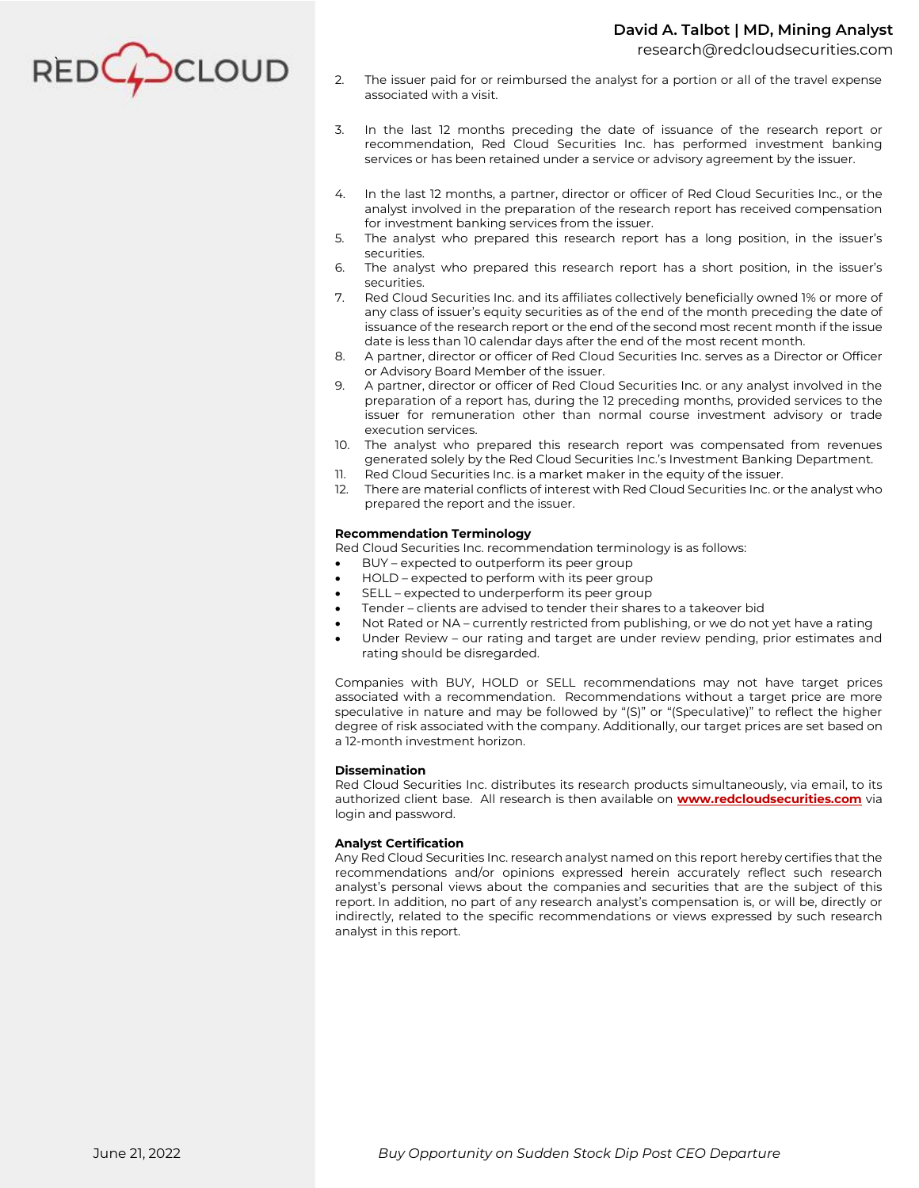2. The issuer paid for or reimbursed the analyst for a portion or all of the travel expense associated with a visit.

3. In the last 12 months preceding the date of issuance of the research report or recommendation, Red Cloud Securities Inc. has performed investment banking services or has been retained under a service or advisory agreement by the issuer.

4. In the last 12 months, a partner, director or officer of Red Cloud Securities Inc., or the analyst involved in the preparation of the research report has received compensation for investment banking services from the issuer.
5. The analyst who prepared this research report has a long position, in the issuer's securities.
6. The analyst who prepared this research report has a short position, in the issuer's securities.
7. Red Cloud Securities Inc. and its affiliates collectively beneficially owned 1% or more of any class of issuer's equity securities as of the end of the month preceding the date of issuance of the research report or the end of the second most recent month if the issue date is less than 10 calendar days after the end of the most recent month.
8. A partner, director or officer of Red Cloud Securities Inc. serves as a Director or Officer or Advisory Board Member of the issuer.
9. A partner, director or officer of Red Cloud Securities Inc. or any analyst involved in the preparation of a report has, during the 12 preceding months, provided services to the issuer for remuneration other than normal course investment advisory or trade execution services.
10. The analyst who prepared this research report was compensated from revenues generated solely by the Red Cloud Securities Inc.'s Investment Banking Department.
11. Red Cloud Securities Inc. is a market maker in the equity of the issuer.
12. There are material conflicts of interest with Red Cloud Securities Inc. or the analyst who prepared the report and the issuer.

**Recommendation Terminology**

Red Cloud Securities Inc. recommendation terminology is as follows:

- BUY – expected to outperform its peer group
- HOLD – expected to perform with its peer group
- SELL – expected to underperform its peer group
- Tender – clients are advised to tender their shares to a takeover bid
- Not Rated or NA – currently restricted from publishing, or we do not yet have a rating
- Under Review – our rating and target are under review pending, prior estimates and rating should be disregarded.

Companies with BUY, HOLD or SELL recommendations may not have target prices associated with a recommendation. Recommendations without a target price are more speculative in nature and may be followed by "(S)" or "(Speculative)" to reflect the higher degree of risk associated with the company. Additionally, our target prices are set based on a 12-month investment horizon.

**Dissemination**

Red Cloud Securities Inc. distributes its research products simultaneously, via email, to its authorized client base. All research is then available on **www.redcloudsecurities.com** via login and password.

**Analyst Certification**

Any Red Cloud Securities Inc. research analyst named on this report hereby certifies that the recommendations and/or opinions expressed herein accurately reflect such research analyst's personal views about the companies and securities that are the subject of this report. In addition, no part of any research analyst's compensation is, or will be, directly or indirectly, related to the specific recommendations or views expressed by such research analyst in this report.